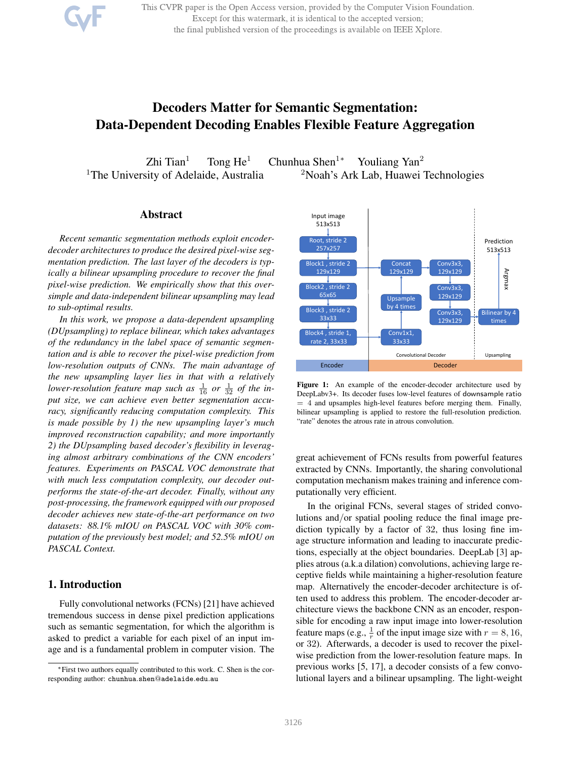# Decoders Matter for Semantic Segmentation: Data-Dependent Decoding Enables Flexible Feature Aggregation

Zhi Tian[1] Tong He[1] Chunhua Shen[1*] Youliang Yan[2]

[1]The University of Adelaide, Australia [2]Noah's Ark Lab, Huawei Technologies

## Abstract

*Recent semantic segmentation methods exploit encoder-decoder architectures to produce the desired pixel-wise segmentation prediction. The last layer of the decoders is typically a bilinear upsampling procedure to recover the final pixel-wise prediction. We empirically show that this over-simple and data-independent bilinear upsampling may lead to sub-optimal results.*

*In this work, we propose a data-dependent upsampling (DUpsampling) to replace bilinear, which takes advantages of the redundancy in the label space of semantic segmentation and is able to recover the pixel-wise prediction from low-resolution outputs of CNNs. The main advantage of the new upsampling layer lies in that with a relatively lower-resolution feature map such as $\frac{1}{16}$ or $\frac{1}{32}$ of the input size, we can achieve even better segmentation accuracy, significantly reducing computation complexity. This is made possible by 1) the new upsampling layer's much improved reconstruction capability; and more importantly 2) the DUpsampling based decoder's flexibility in leveraging almost arbitrary combinations of the CNN encoders' features. Experiments on PASCAL VOC demonstrate that with much less computation complexity, our decoder outperforms the state-of-the-art decoder. Finally, without any post-processing, the framework equipped with our proposed decoder achieves new state-of-the-art performance on two datasets: 88.1% mIOU on PASCAL VOC with 30% computation of the previously best model; and 52.5% mIOU on PASCAL Context.*

## 1. Introduction

Fully convolutional networks (FCNs) [21] have achieved tremendous success in dense pixel prediction applications such as semantic segmentation, for which the algorithm is asked to predict a variable for each pixel of an input image and is a fundamental problem in computer vision. The great achievement of FCNs results from powerful features extracted by CNNs. Importantly, the sharing convolutional computation mechanism makes training and inference computationally very efficient.

Input image 513x513 | Root, stride 2 257x257 | Block1, stride 2 129x129 | Block2, stride 2 65x65 | Block3, stride 2 33x33 | Block4, stride 1, rate 2, 33x33 | Concat 129x129 | Upsample by 4 times | Conv1x1, 33x33 | Conv3x3, 129x129 | Conv3x3, 129x129 | Conv3x3, 129x129 | Bilinear by 4 times | Argmax | Prediction 513x513 | Convolutional Decoder | Upsampling | Encoder | Decoder

**Figure 1:** An example of the encoder-decoder architecture used by DeepLabv3+. Its decoder fuses low-level features of downsample ratio $= 4$ and upsamples high-level features before merging them. Finally, bilinear upsampling is applied to restore the full-resolution prediction. "rate" denotes the atrous rate in atrous convolution.

In the original FCNs, several stages of strided convolutions and/or spatial pooling reduce the final image prediction typically by a factor of 32, thus losing fine image structure information and leading to inaccurate predictions, especially at the object boundaries. DeepLab [3] applies atrous (a.k.a dilation) convolutions, achieving large receptive fields while maintaining a higher-resolution feature map. Alternatively the encoder-decoder architecture is often used to address this problem. The encoder-decoder architecture views the backbone CNN as an encoder, responsible for encoding a raw input image into lower-resolution feature maps (e.g., $\frac{1}{r}$ of the input image size with $r = 8, 16$, or 32). Afterwards, a decoder is used to recover the pixel-wise prediction from the lower-resolution feature maps. In previous works [5, 17], a decoder consists of a few convolutional layers and a bilinear upsampling. The light-weight

*First two authors equally contributed to this work. C. Shen is the corresponding author: chunhua.shen@adelaide.edu.au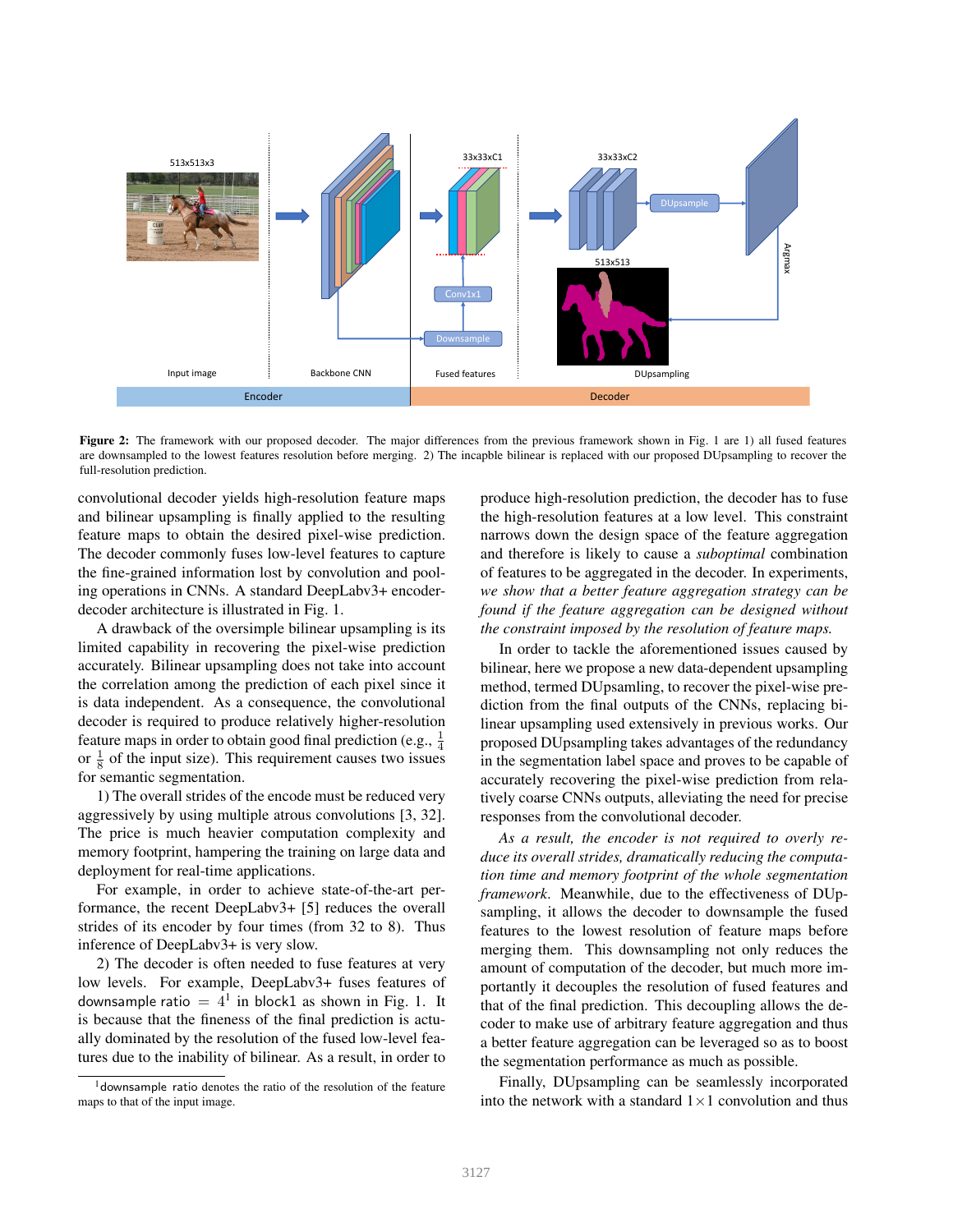**Figure 2:** The framework with our proposed decoder. The major differences from the previous framework shown in Fig. 1 are 1) all fused features are downsampled to the lowest features resolution before merging. 2) The incapble bilinear is replaced with our proposed DUpsampling to recover the full-resolution prediction.

convolutional decoder yields high-resolution feature maps and bilinear upsampling is finally applied to the resulting feature maps to obtain the desired pixel-wise prediction. The decoder commonly fuses low-level features to capture the fine-grained information lost by convolution and pooling operations in CNNs. A standard DeepLabv3+ encoder-decoder architecture is illustrated in Fig. 1.

A drawback of the oversimple bilinear upsampling is its limited capability in recovering the pixel-wise prediction accurately. Bilinear upsampling does not take into account the correlation among the prediction of each pixel since it is data independent. As a consequence, the convolutional decoder is required to produce relatively higher-resolution feature maps in order to obtain good final prediction (e.g., $\frac{1}{4}$ or $\frac{1}{8}$ of the input size). This requirement causes two issues for semantic segmentation.

1) The overall strides of the encode must be reduced very aggressively by using multiple atrous convolutions [3, 32]. The price is much heavier computation complexity and memory footprint, hampering the training on large data and deployment for real-time applications.

For example, in order to achieve state-of-the-art performance, the recent DeepLabv3+ [5] reduces the overall strides of its encoder by four times (from 32 to 8). Thus inference of DeepLabv3+ is very slow.

2) The decoder is often needed to fuse features at very low levels. For example, DeepLabv3+ fuses features of downsample ratio $= 4$[1] in block1 as shown in Fig. 1. It is because that the fineness of the final prediction is actually dominated by the resolution of the fused low-level features due to the inability of bilinear. As a result, in order to produce high-resolution prediction, the decoder has to fuse the high-resolution features at a low level. This constraint narrows down the design space of the feature aggregation and therefore is likely to cause a *suboptimal* combination of features to be aggregated in the decoder. In experiments, *we show that a better feature aggregation strategy can be found if the feature aggregation can be designed without the constraint imposed by the resolution of feature maps.*

In order to tackle the aforementioned issues caused by bilinear, here we propose a new data-dependent upsampling method, termed DUpsamling, to recover the pixel-wise prediction from the final outputs of the CNNs, replacing bilinear upsampling used extensively in previous works. Our proposed DUpsampling takes advantages of the redundancy in the segmentation label space and proves to be capable of accurately recovering the pixel-wise prediction from relatively coarse CNNs outputs, alleviating the need for precise responses from the convolutional decoder.

*As a result, the encoder is not required to overly reduce its overall strides, dramatically reducing the computation time and memory footprint of the whole segmentation framework.* Meanwhile, due to the effectiveness of DUpsampling, it allows the decoder to downsample the fused features to the lowest resolution of feature maps before merging them. This downsampling not only reduces the amount of computation of the decoder, but much more importantly it decouples the resolution of fused features and that of the final prediction. This decoupling allows the decoder to make use of arbitrary feature aggregation and thus a better feature aggregation can be leveraged so as to boost the segmentation performance as much as possible.

Finally, DUpsampling can be seamlessly incorporated into the network with a standard $1\times1$ convolution and thus

[1] downsample ratio denotes the ratio of the resolution of the feature maps to that of the input image.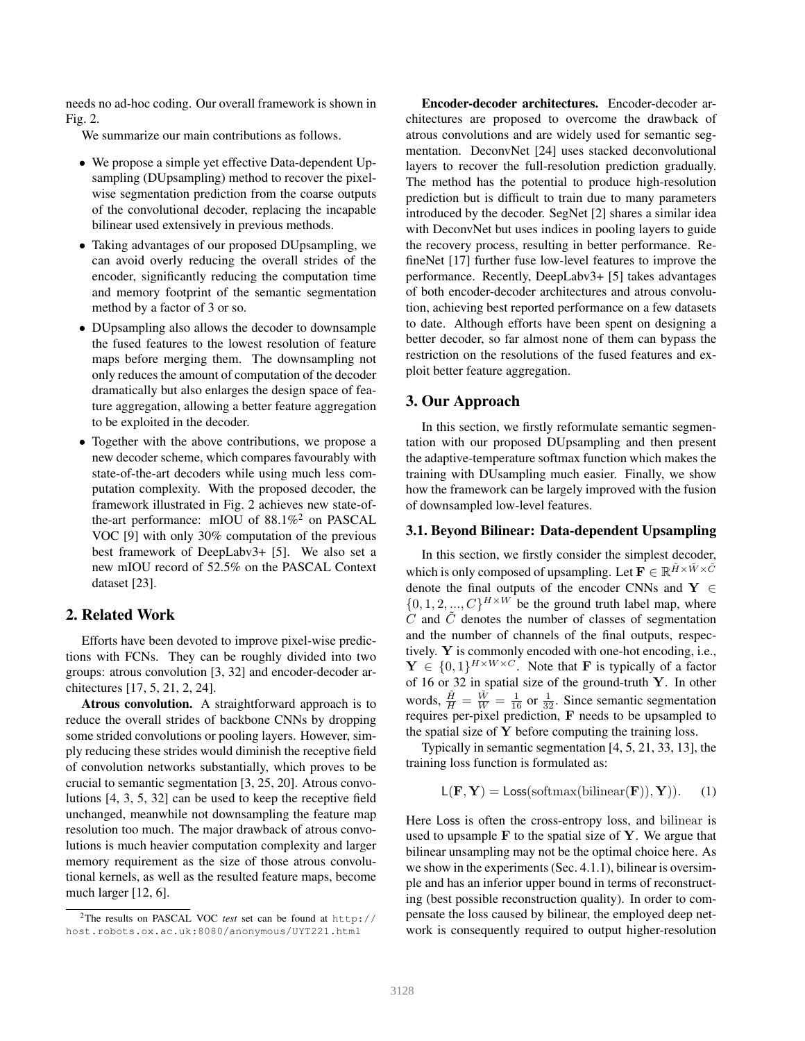needs no ad-hoc coding. Our overall framework is shown in Fig. 2.

We summarize our main contributions as follows.

- We propose a simple yet effective Data-dependent Upsampling (DUpsampling) method to recover the pixel-wise segmentation prediction from the coarse outputs of the convolutional decoder, replacing the incapable bilinear used extensively in previous methods.
- Taking advantages of our proposed DUpsampling, we can avoid overly reducing the overall strides of the encoder, significantly reducing the computation time and memory footprint of the semantic segmentation method by a factor of 3 or so.
- DUpsampling also allows the decoder to downsample the fused features to the lowest resolution of feature maps before merging them. The downsampling not only reduces the amount of computation of the decoder dramatically but also enlarges the design space of feature aggregation, allowing a better feature aggregation to be exploited in the decoder.
- Together with the above contributions, we propose a new decoder scheme, which compares favourably with state-of-the-art decoders while using much less computation complexity. With the proposed decoder, the framework illustrated in Fig. 2 achieves new state-of-the-art performance: mIOU of 88.1%[2] on PASCAL VOC [9] with only 30% computation of the previous best framework of DeepLabv3+ [5]. We also set a new mIOU record of 52.5% on the PASCAL Context dataset [23].

## 2. Related Work

Efforts have been devoted to improve pixel-wise predictions with FCNs. They can be roughly divided into two groups: atrous convolution [3, 32] and encoder-decoder architectures [17, 5, 21, 2, 24].

**Atrous convolution.** A straightforward approach is to reduce the overall strides of backbone CNNs by dropping some strided convolutions or pooling layers. However, simply reducing these strides would diminish the receptive field of convolution networks substantially, which proves to be crucial to semantic segmentation [3, 25, 20]. Atrous convolutions [4, 3, 5, 32] can be used to keep the receptive field unchanged, meanwhile not downsampling the feature map resolution too much. The major drawback of atrous convolutions is much heavier computation complexity and larger memory requirement as the size of those atrous convolutional kernels, as well as the resulted feature maps, become much larger [12, 6].

**Encoder-decoder architectures.** Encoder-decoder architectures are proposed to overcome the drawback of atrous convolutions and are widely used for semantic segmentation. DeconvNet [24] uses stacked deconvolutional layers to recover the full-resolution prediction gradually. The method has the potential to produce high-resolution prediction but is difficult to train due to many parameters introduced by the decoder. SegNet [2] shares a similar idea with DeconvNet but uses indices in pooling layers to guide the recovery process, resulting in better performance. RefineNet [17] further fuse low-level features to improve the performance. Recently, DeepLabv3+ [5] takes advantages of both encoder-decoder architectures and atrous convolution, achieving best reported performance on a few datasets to date. Although efforts have been spent on designing a better decoder, so far almost none of them can bypass the restriction on the resolutions of the fused features and exploit better feature aggregation.

## 3. Our Approach

In this section, we firstly reformulate semantic segmentation with our proposed DUpsampling and then present the adaptive-temperature softmax function which makes the training with DUsampling much easier. Finally, we show how the framework can be largely improved with the fusion of downsampled low-level features.

### 3.1. Beyond Bilinear: Data-dependent Upsampling

In this section, we firstly consider the simplest decoder, which is only composed of upsampling. Let $\mathbf{F} \in \mathbb{R}^{\tilde{H}\times\tilde{W}\times\tilde{C}}$ denote the final outputs of the encoder CNNs and $\mathbf{Y} \in \{0, 1, 2, ..., C\}^{H\times W}$ be the ground truth label map, where $C$ and $\tilde{C}$ denotes the number of classes of segmentation and the number of channels of the final outputs, respectively. $\mathbf{Y}$ is commonly encoded with one-hot encoding, i.e., $\mathbf{Y} \in \{0, 1\}^{H\times W\times C}$. Note that $\mathbf{F}$ is typically of a factor of 16 or 32 in spatial size of the ground-truth $\mathbf{Y}$. In other words, $\frac{\tilde{H}}{H} = \frac{\tilde{W}}{W} = \frac{1}{16}$ or $\frac{1}{32}$. Since semantic segmentation requires per-pixel prediction, $\mathbf{F}$ needs to be upsampled to the spatial size of $\mathbf{Y}$ before computing the training loss.

Typically in semantic segmentation [4, 5, 21, 33, 13], the training loss function is formulated as:

$$\mathsf{L}(\mathbf{F}, \mathbf{Y}) = \mathsf{Loss}(\mathrm{softmax}(\mathrm{bilinear}(\mathbf{F})), \mathbf{Y})). \quad (1)$$

Here $\mathsf{Loss}$ is often the cross-entropy loss, and $\mathrm{bilinear}$ is used to upsample $\mathbf{F}$ to the spatial size of $\mathbf{Y}$. We argue that bilinear unsampling may not be the optimal choice here. As we show in the experiments (Sec. 4.1.1), bilinear is oversimple and has an inferior upper bound in terms of reconstructing (best possible reconstruction quality). In order to compensate the loss caused by bilinear, the employed deep network is consequently required to output higher-resolution

[2] The results on PASCAL VOC *test* set can be found at http://host.robots.ox.ac.uk:8080/anonymous/UYT221.html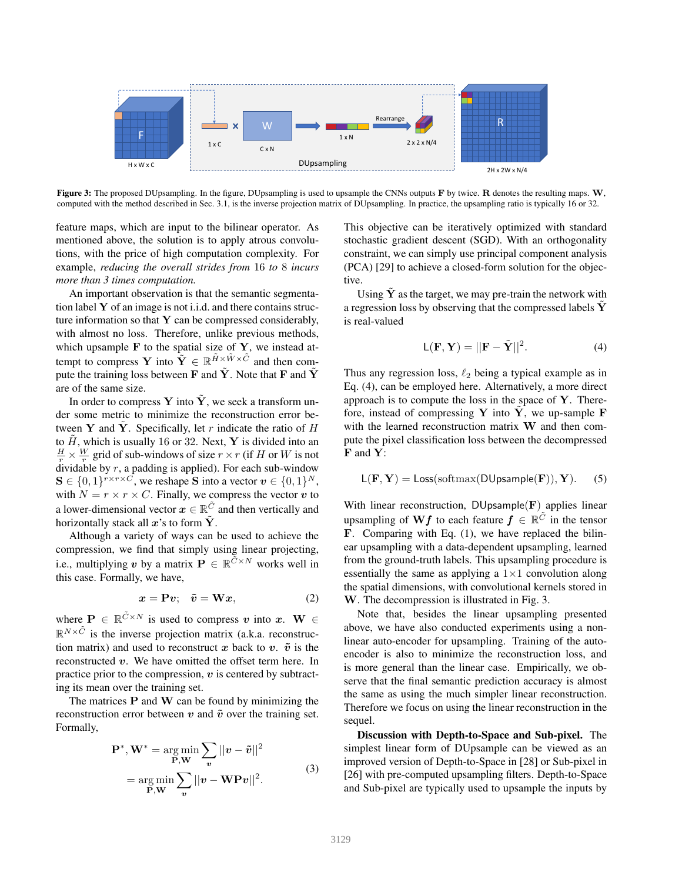**Figure 3:** The proposed DUpsampling. In the figure, DUpsampling is used to upsample the CNNs outputs $\mathbf{F}$ by twice. $\mathbf{R}$ denotes the resulting maps. $\mathbf{W}$, computed with the method described in Sec. 3.1, is the inverse projection matrix of DUpsampling. In practice, the upsampling ratio is typically 16 or 32.

feature maps, which are input to the bilinear operator. As mentioned above, the solution is to apply atrous convolutions, with the price of high computation complexity. For example, *reducing the overall strides from* 16 *to* 8 *incurs more than 3 times computation.*

An important observation is that the semantic segmentation label $\mathbf{Y}$ of an image is not i.i.d. and there contains structure information so that $\mathbf{Y}$ can be compressed considerably, with almost no loss. Therefore, unlike previous methods, which upsample $\mathbf{F}$ to the spatial size of $\mathbf{Y}$, we instead attempt to compress $\mathbf{Y}$ into $\tilde{\mathbf{Y}} \in \mathbb{R}^{\tilde{H} \times \tilde{W} \times \tilde{C}}$ and then compute the training loss between $\mathbf{F}$ and $\tilde{\mathbf{Y}}$. Note that $\mathbf{F}$ and $\tilde{\mathbf{Y}}$ are of the same size.

In order to compress $\mathbf{Y}$ into $\tilde{\mathbf{Y}}$, we seek a transform under some metric to minimize the reconstruction error between $\mathbf{Y}$ and $\tilde{\mathbf{Y}}$. Specifically, let $r$ indicate the ratio of $H$ to $\tilde{H}$, which is usually 16 or 32. Next, $\mathbf{Y}$ is divided into an $\frac{H}{r} \times \frac{W}{r}$ grid of sub-windows of size $r \times r$ (if $H$ or $W$ is not dividable by $r$, a padding is applied). For each sub-window $\mathbf{S} \in \{0,1\}^{r \times r \times C}$, we reshape $\mathbf{S}$ into a vector $\boldsymbol{v} \in \{0,1\}^N$, with $N = r \times r \times C$. Finally, we compress the vector $\boldsymbol{v}$ to a lower-dimensional vector $\boldsymbol{x} \in \mathbb{R}^{\tilde{C}}$ and then vertically and horizontally stack all $\boldsymbol{x}$'s to form $\tilde{\mathbf{Y}}$.

Although a variety of ways can be used to achieve the compression, we find that simply using linear projecting, i.e., multiplying $\boldsymbol{v}$ by a matrix $\mathbf{P} \in \mathbb{R}^{\tilde{C} \times N}$ works well in this case. Formally, we have,

$$\boldsymbol{x} = \mathbf{P}\boldsymbol{v}; \quad \tilde{\boldsymbol{v}} = \mathbf{W}\boldsymbol{x}, \tag{2}$$

where $\mathbf{P} \in \mathbb{R}^{\tilde{C} \times N}$ is used to compress $\boldsymbol{v}$ into $\boldsymbol{x}$. $\mathbf{W} \in \mathbb{R}^{N \times \tilde{C}}$ is the inverse projection matrix (a.k.a. reconstruction matrix) and used to reconstruct $\boldsymbol{x}$ back to $\boldsymbol{v}$. $\tilde{\boldsymbol{v}}$ is the reconstructed $\boldsymbol{v}$. We have omitted the offset term here. In practice prior to the compression, $\boldsymbol{v}$ is centered by subtracting its mean over the training set.

The matrices $\mathbf{P}$ and $\mathbf{W}$ can be found by minimizing the reconstruction error between $\boldsymbol{v}$ and $\tilde{\boldsymbol{v}}$ over the training set. Formally,

$$\begin{aligned} \mathbf{P}^*, \mathbf{W}^* &= \underset{\mathbf{P},\mathbf{W}}{\arg\min} \sum_{\boldsymbol{v}} ||\boldsymbol{v} - \tilde{\boldsymbol{v}}||^2 \\ &= \underset{\mathbf{P},\mathbf{W}}{\arg\min} \sum_{\boldsymbol{v}} ||\boldsymbol{v} - \mathbf{W}\mathbf{P}\boldsymbol{v}||^2. \end{aligned} \tag{3}$$

This objective can be iteratively optimized with standard stochastic gradient descent (SGD). With an orthogonality constraint, we can simply use principal component analysis (PCA) [29] to achieve a closed-form solution for the objective.

Using $\tilde{\mathbf{Y}}$ as the target, we may pre-train the network with a regression loss by observing that the compressed labels $\tilde{\mathbf{Y}}$ is real-valued

$$\mathsf{L}(\mathbf{F}, \mathbf{Y}) = ||\mathbf{F} - \tilde{\mathbf{Y}}||^2. \tag{4}$$

Thus any regression loss, $\ell_2$ being a typical example as in Eq. (4), can be employed here. Alternatively, a more direct approach is to compute the loss in the space of $\mathbf{Y}$. Therefore, instead of compressing $\mathbf{Y}$ into $\tilde{\mathbf{Y}}$, we up-sample $\mathbf{F}$ with the learned reconstruction matrix $\mathbf{W}$ and then compute the pixel classification loss between the decompressed $\mathbf{F}$ and $\mathbf{Y}$:

$$\mathsf{L}(\mathbf{F}, \mathbf{Y}) = \mathsf{Loss}(\mathrm{softmax}(\mathsf{DUpsample}(\mathbf{F})), \mathbf{Y}). \tag{5}$$

With linear reconstruction, $\mathsf{DUpsample}(\mathbf{F})$ applies linear upsampling of $\mathbf{W}\boldsymbol{f}$ to each feature $\boldsymbol{f} \in \mathbb{R}^{\tilde{C}}$ in the tensor $\mathbf{F}$. Comparing with Eq. (1), we have replaced the bilinear upsampling with a data-dependent upsampling, learned from the ground-truth labels. This upsampling procedure is essentially the same as applying a $1 \times 1$ convolution along the spatial dimensions, with convolutional kernels stored in $\mathbf{W}$. The decompression is illustrated in Fig. 3.

Note that, besides the linear upsampling presented above, we have also conducted experiments using a non-linear auto-encoder for upsampling. Training of the auto-encoder is also to minimize the reconstruction loss, and is more general than the linear case. Empirically, we observe that the final semantic prediction accuracy is almost the same as using the much simpler linear reconstruction. Therefore we focus on using the linear reconstruction in the sequel.

**Discussion with Depth-to-Space and Sub-pixel.** The simplest linear form of DUpsample can be viewed as an improved version of Depth-to-Space in [28] or Sub-pixel in [26] with pre-computed upsampling filters. Depth-to-Space and Sub-pixel are typically used to upsample the inputs by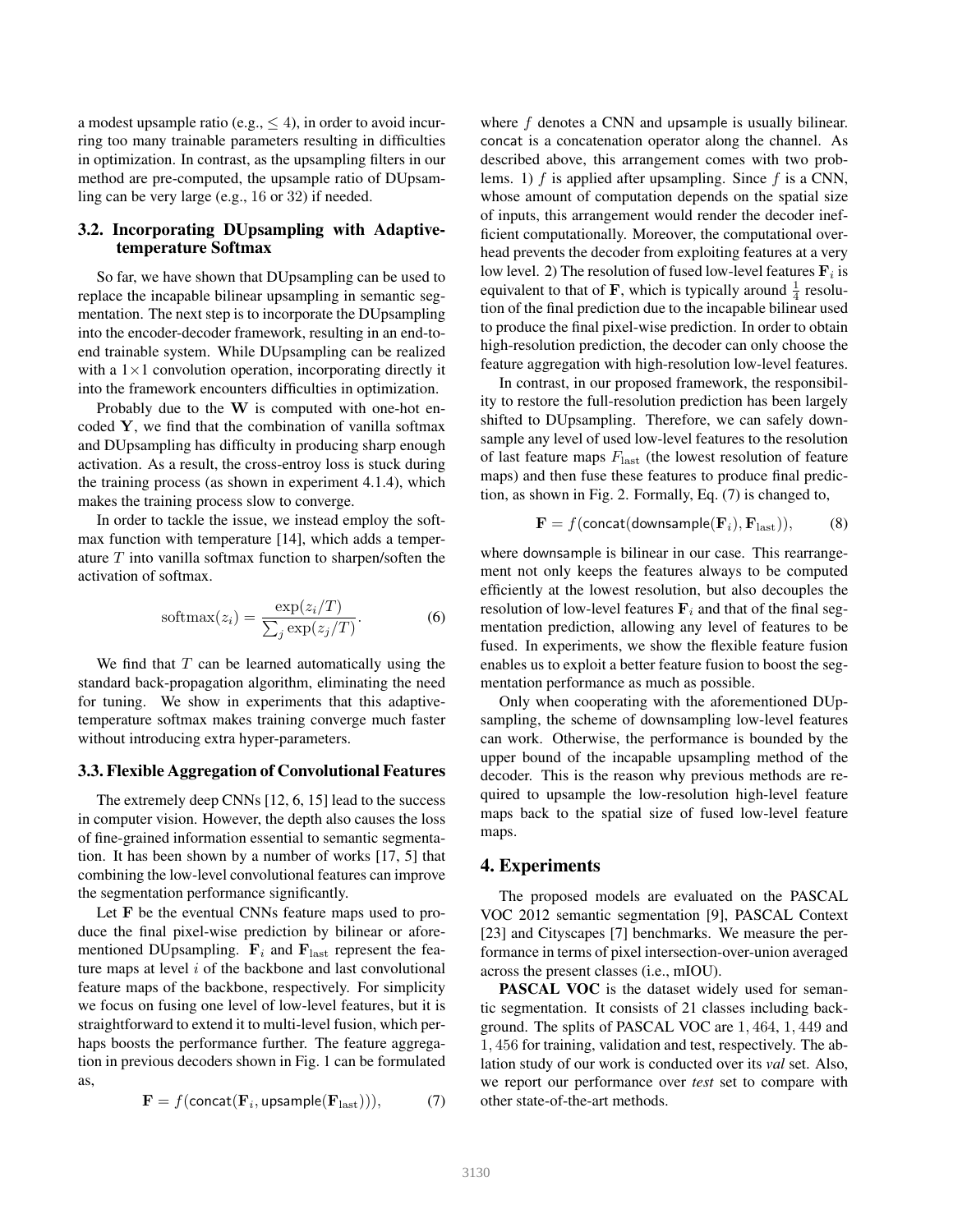a modest upsample ratio (e.g., $\leq 4$), in order to avoid incurring too many trainable parameters resulting in difficulties in optimization. In contrast, as the upsampling filters in our method are pre-computed, the upsample ratio of DUpsampling can be very large (e.g., 16 or 32) if needed.

### 3.2. Incorporating DUpsampling with Adaptive-temperature Softmax

So far, we have shown that DUpsampling can be used to replace the incapable bilinear upsampling in semantic segmentation. The next step is to incorporate the DUpsampling into the encoder-decoder framework, resulting in an end-to-end trainable system. While DUpsampling can be realized with a $1\times1$ convolution operation, incorporating directly it into the framework encounters difficulties in optimization.

Probably due to the $\mathbf{W}$ is computed with one-hot encoded $\mathbf{Y}$, we find that the combination of vanilla softmax and DUpsampling has difficulty in producing sharp enough activation. As a result, the cross-entroy loss is stuck during the training process (as shown in experiment 4.1.4), which makes the training process slow to converge.

In order to tackle the issue, we instead employ the softmax function with temperature [14], which adds a temperature $T$ into vanilla softmax function to sharpen/soften the activation of softmax.

$$\mathrm{softmax}(z_i) = \frac{\exp(z_i/T)}{\sum_j \exp(z_j/T)}. \tag{6}$$

We find that $T$ can be learned automatically using the standard back-propagation algorithm, eliminating the need for tuning. We show in experiments that this adaptive-temperature softmax makes training converge much faster without introducing extra hyper-parameters.

### 3.3. Flexible Aggregation of Convolutional Features

The extremely deep CNNs [12, 6, 15] lead to the success in computer vision. However, the depth also causes the loss of fine-grained information essential to semantic segmentation. It has been shown by a number of works [17, 5] that combining the low-level convolutional features can improve the segmentation performance significantly.

Let $\mathbf{F}$ be the eventual CNNs feature maps used to produce the final pixel-wise prediction by bilinear or aforementioned DUpsampling. $\mathbf{F}_i$ and $\mathbf{F}_{\mathrm{last}}$ represent the feature maps at level $i$ of the backbone and last convolutional feature maps of the backbone, respectively. For simplicity we focus on fusing one level of low-level features, but it is straightforward to extend it to multi-level fusion, which perhaps boosts the performance further. The feature aggregation in previous decoders shown in Fig. 1 can be formulated as,

$$\mathbf{F} = f(\mathsf{concat}(\mathbf{F}_i, \mathsf{upsample}(\mathbf{F}_{\mathrm{last}}))), \tag{7}$$

where $f$ denotes a CNN and upsample is usually bilinear. concat is a concatenation operator along the channel. As described above, this arrangement comes with two problems. 1) $f$ is applied after upsampling. Since $f$ is a CNN, whose amount of computation depends on the spatial size of inputs, this arrangement would render the decoder inefficient computationally. Moreover, the computational overhead prevents the decoder from exploiting features at a very low level. 2) The resolution of fused low-level features $\mathbf{F}_i$ is equivalent to that of $\mathbf{F}$, which is typically around $\frac{1}{4}$ resolution of the final prediction due to the incapable bilinear used to produce the final pixel-wise prediction. In order to obtain high-resolution prediction, the decoder can only choose the feature aggregation with high-resolution low-level features.

In contrast, in our proposed framework, the responsibility to restore the full-resolution prediction has been largely shifted to DUpsampling. Therefore, we can safely downsample any level of used low-level features to the resolution of last feature maps $F_{\mathrm{last}}$ (the lowest resolution of feature maps) and then fuse these features to produce final prediction, as shown in Fig. 2. Formally, Eq. (7) is changed to,

$$\mathbf{F} = f(\mathsf{concat}(\mathsf{downsample}(\mathbf{F}_i), \mathbf{F}_{\mathrm{last}})), \tag{8}$$

where downsample is bilinear in our case. This rearrangement not only keeps the features always to be computed efficiently at the lowest resolution, but also decouples the resolution of low-level features $\mathbf{F}_i$ and that of the final segmentation prediction, allowing any level of features to be fused. In experiments, we show the flexible feature fusion enables us to exploit a better feature fusion to boost the segmentation performance as much as possible.

Only when cooperating with the aforementioned DUpsampling, the scheme of downsampling low-level features can work. Otherwise, the performance is bounded by the upper bound of the incapable upsampling method of the decoder. This is the reason why previous methods are required to upsample the low-resolution high-level feature maps back to the spatial size of fused low-level feature maps.

## 4. Experiments

The proposed models are evaluated on the PASCAL VOC 2012 semantic segmentation [9], PASCAL Context [23] and Cityscapes [7] benchmarks. We measure the performance in terms of pixel intersection-over-union averaged across the present classes (i.e., mIOU).

**PASCAL VOC** is the dataset widely used for semantic segmentation. It consists of 21 classes including background. The splits of PASCAL VOC are 1,464, 1,449 and 1,456 for training, validation and test, respectively. The ablation study of our work is conducted over its *val* set. Also, we report our performance over *test* set to compare with other state-of-the-art methods.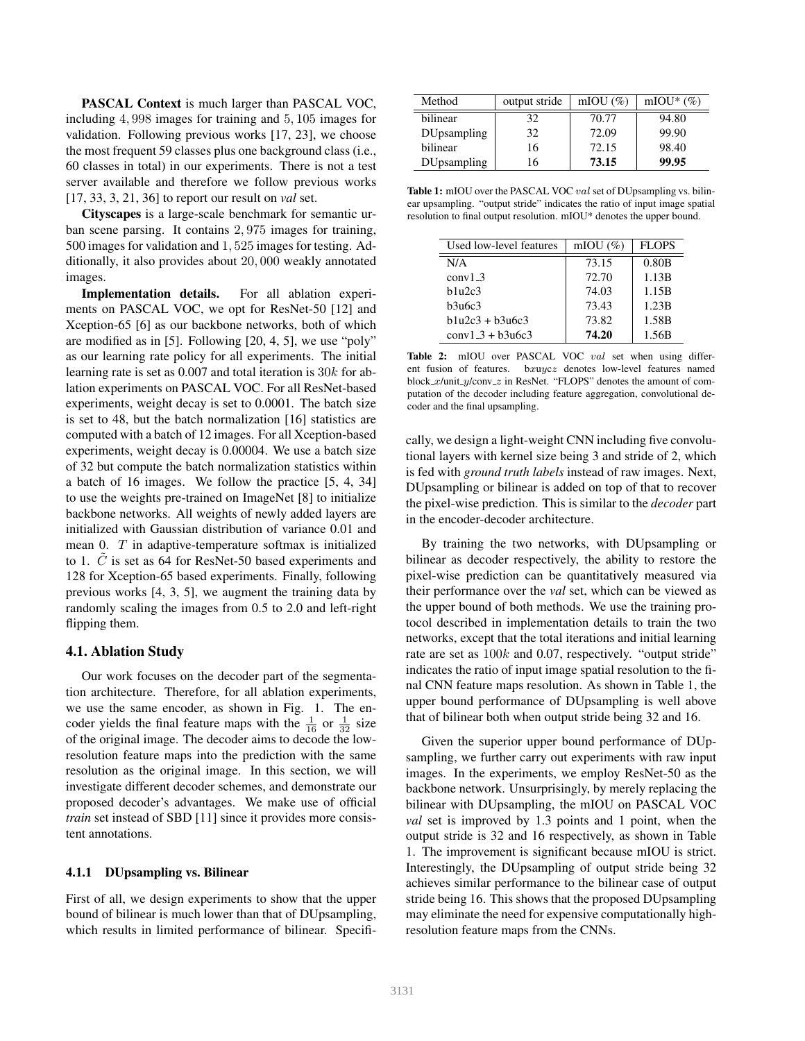**PASCAL Context** is much larger than PASCAL VOC, including 4,998 images for training and 5,105 images for validation. Following previous works [17, 23], we choose the most frequent 59 classes plus one background class (i.e., 60 classes in total) in our experiments. There is not a test server available and therefore we follow previous works [17, 33, 3, 21, 36] to report our result on *val* set.

**Cityscapes** is a large-scale benchmark for semantic urban scene parsing. It contains 2,975 images for training, 500 images for validation and 1,525 images for testing. Additionally, it also provides about 20,000 weakly annotated images.

**Implementation details.** For all ablation experiments on PASCAL VOC, we opt for ResNet-50 [12] and Xception-65 [6] as our backbone networks, both of which are modified as in [5]. Following [20, 4, 5], we use "poly" as our learning rate policy for all experiments. The initial learning rate is set as 0.007 and total iteration is $30k$ for ablation experiments on PASCAL VOC. For all ResNet-based experiments, weight decay is set to 0.0001. The batch size is set to 48, but the batch normalization [16] statistics are computed with a batch of 12 images. For all Xception-based experiments, weight decay is 0.00004. We use a batch size of 32 but compute the batch normalization statistics within a batch of 16 images. We follow the practice [5, 4, 34] to use the weights pre-trained on ImageNet [8] to initialize backbone networks. All weights of newly added layers are initialized with Gaussian distribution of variance 0.01 and mean 0. $T$ in adaptive-temperature softmax is initialized to 1. $\tilde{C}$ is set as 64 for ResNet-50 based experiments and 128 for Xception-65 based experiments. Finally, following previous works [4, 3, 5], we augment the training data by randomly scaling the images from 0.5 to 2.0 and left-right flipping them.

## 4.1. Ablation Study

Our work focuses on the decoder part of the segmentation architecture. Therefore, for all ablation experiments, we use the same encoder, as shown in Fig. 1. The encoder yields the final feature maps with the $\frac{1}{16}$ or $\frac{1}{32}$ size of the original image. The decoder aims to decode the low-resolution feature maps into the prediction with the same resolution as the original image. In this section, we will investigate different decoder schemes, and demonstrate our proposed decoder's advantages. We make use of official *train* set instead of SBD [11] since it provides more consistent annotations.

### 4.1.1 DUpsampling vs. Bilinear

First of all, we design experiments to show that the upper bound of bilinear is much lower than that of DUpsampling, which results in limited performance of bilinear. Specifically, we design a light-weight CNN including five convolutional layers with kernel size being 3 and stride of 2, which is fed with *ground truth labels* instead of raw images. Next, DUpsampling or bilinear is added on top of that to recover the pixel-wise prediction. This is similar to the *decoder* part in the encoder-decoder architecture.

| Method | output stride | mIOU (%) | mIOU* (%) |
|---|---|---|---|
| bilinear | 32 | 70.77 | 94.80 |
| DUpsampling | 32 | 72.09 | 99.90 |
| bilinear | 16 | 72.15 | 98.40 |
| DUpsampling | 16 | **73.15** | **99.95** |

**Table 1:** mIOU over the PASCAL VOC $val$ set of DUpsampling vs. bilinear upsampling. "output stride" indicates the ratio of input image spatial resolution to final output resolution. mIOU* denotes the upper bound.

| Used low-level features | mIOU (%) | FLOPS |
|---|---|---|
| N/A | 73.15 | 0.80B |
| conv1_3 | 72.70 | 1.13B |
| b1u2c3 | 74.03 | 1.15B |
| b3u6c3 | 73.43 | 1.23B |
| b1u2c3 + b3u6c3 | 73.82 | 1.58B |
| conv1_3 + b3u6c3 | **74.20** | 1.56B |

**Table 2:** mIOU over PASCAL VOC $val$ set when using different fusion of features. $bxuycz$ denotes low-level features named block_$x$/unit_$y$/conv_$z$ in ResNet. "FLOPS" denotes the amount of computation of the decoder including feature aggregation, convolutional decoder and the final upsampling.

By training the two networks, with DUpsampling or bilinear as decoder respectively, the ability to restore the pixel-wise prediction can be quantitatively measured via their performance over the *val* set, which can be viewed as the upper bound of both methods. We use the training protocol described in implementation details to train the two networks, except that the total iterations and initial learning rate are set as $100k$ and 0.07, respectively. "output stride" indicates the ratio of input image spatial resolution to the final CNN feature maps resolution. As shown in Table 1, the upper bound performance of DUpsampling is well above that of bilinear both when output stride being 32 and 16.

Given the superior upper bound performance of DUpsampling, we further carry out experiments with raw input images. In the experiments, we employ ResNet-50 as the backbone network. Unsurprisingly, by merely replacing the bilinear with DUpsampling, the mIOU on PASCAL VOC *val* set is improved by 1.3 points and 1 point, when the output stride is 32 and 16 respectively, as shown in Table 1. The improvement is significant because mIOU is strict. Interestingly, the DUpsampling of output stride being 32 achieves similar performance to the bilinear case of output stride being 16. This shows that the proposed DUpsampling may eliminate the need for expensive computationally high-resolution feature maps from the CNNs.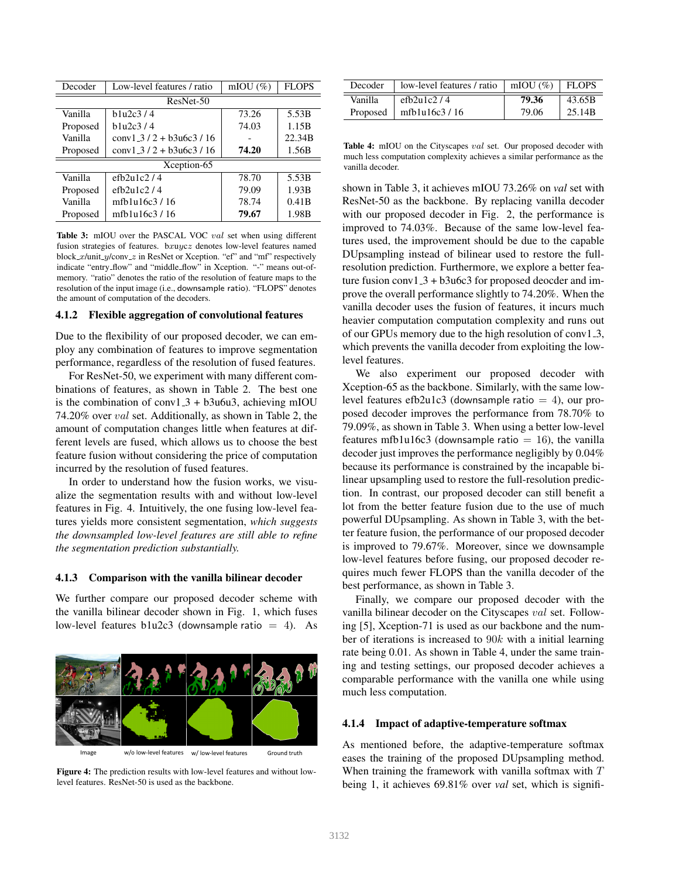| Decoder | Low-level features / ratio | mIOU (%) | FLOPS |
|---|---|---|---|
| ResNet-50 | | | |
| Vanilla | b1u2c3 / 4 | 73.26 | 5.53B |
| Proposed | b1u2c3 / 4 | 74.03 | 1.15B |
| Vanilla | conv1_3 / 2 + b3u6c3 / 16 | - | 22.34B |
| Proposed | conv1_3 / 2 + b3u6c3 / 16 | **74.20** | 1.56B |
| Xception-65 | | | |
| Vanilla | efb2u1c2 / 4 | 78.70 | 5.53B |
| Proposed | efb2u1c2 / 4 | 79.09 | 1.93B |
| Vanilla | mfb1u16c3 / 16 | 78.74 | 0.41B |
| Proposed | mfb1u16c3 / 16 | **79.67** | 1.98B |

**Table 3:** mIOU over the PASCAL VOC $val$ set when using different fusion strategies of features. b$xuycz$ denotes low-level features named block_$x$/unit_$y$/conv_$z$ in ResNet or Xception. "ef" and "mf" respectively indicate "entry_flow" and "middle_flow" in Xception. "-" means out-of-memory. "ratio" denotes the ratio of the resolution of feature maps to the resolution of the input image (i.e., downsample ratio). "FLOPS" denotes the amount of computation of the decoders.

#### 4.1.2 Flexible aggregation of convolutional features

Due to the flexibility of our proposed decoder, we can employ any combination of features to improve segmentation performance, regardless of the resolution of fused features.

For ResNet-50, we experiment with many different combinations of features, as shown in Table 2. The best one is the combination of conv1_3 + b3u6u3, achieving mIOU 74.20% over $val$ set. Additionally, as shown in Table 2, the amount of computation changes little when features at different levels are fused, which allows us to choose the best feature fusion without considering the price of computation incurred by the resolution of fused features.

In order to understand how the fusion works, we visualize the segmentation results with and without low-level features in Fig. 4. Intuitively, the one fusing low-level features yields more consistent segmentation, *which suggests the downsampled low-level features are still able to refine the segmentation prediction substantially.*

#### 4.1.3 Comparison with the vanilla bilinear decoder

We further compare our proposed decoder scheme with the vanilla bilinear decoder shown in Fig. 1, which fuses low-level features b1u2c3 (downsample ratio $= 4$). As

Image | w/o low-level features | w/ low-level features | Ground truth

**Figure 4:** The prediction results with low-level features and without low-level features. ResNet-50 is used as the backbone.

| Decoder | low-level features / ratio | mIOU (%) | FLOPS |
|---|---|---|---|
| Vanilla | efb2u1c2 / 4 | **79.36** | 43.65B |
| Proposed | mfb1u16c3 / 16 | 79.06 | 25.14B |

**Table 4:** mIOU on the Cityscapes $val$ set. Our proposed decoder with much less computation complexity achieves a similar performance as the vanilla decoder.

shown in Table 3, it achieves mIOU 73.26% on *val* set with ResNet-50 as the backbone. By replacing vanilla decoder with our proposed decoder in Fig. 2, the performance is improved to 74.03%. Because of the same low-level features used, the improvement should be due to the capable DUpsampling instead of bilinear used to restore the full-resolution prediction. Furthermore, we explore a better feature fusion conv1_3 + b3u6c3 for proposed deocder and improve the overall performance slightly to 74.20%. When the vanilla decoder uses the fusion of features, it incurs much heavier computation computation complexity and runs out of our GPUs memory due to the high resolution of conv1_3, which prevents the vanilla decoder from exploiting the low-level features.

We also experiment our proposed decoder with Xception-65 as the backbone. Similarly, with the same low-level features efb2u1c3 (downsample ratio $= 4$), our proposed decoder improves the performance from 78.70% to 79.09%, as shown in Table 3. When using a better low-level features mfb1u16c3 (downsample ratio $= 16$), the vanilla decoder just improves the performance negligibly by 0.04% because its performance is constrained by the incapable bilinear upsampling used to restore the full-resolution prediction. In contrast, our proposed decoder can still benefit a lot from the better feature fusion due to the use of much powerful DUpsampling. As shown in Table 3, with the better feature fusion, the performance of our proposed decoder is improved to 79.67%. Moreover, since we downsample low-level features before fusing, our proposed decoder requires much fewer FLOPS than the vanilla decoder of the best performance, as shown in Table 3.

Finally, we compare our proposed decoder with the vanilla bilinear decoder on the Cityscapes $val$ set. Following [5], Xception-71 is used as our backbone and the number of iterations is increased to $90k$ with a initial learning rate being 0.01. As shown in Table 4, under the same training and testing settings, our proposed decoder achieves a comparable performance with the vanilla one while using much less computation.

#### 4.1.4 Impact of adaptive-temperature softmax

As mentioned before, the adaptive-temperature softmax eases the training of the proposed DUpsampling method. When training the framework with vanilla softmax with $T$ being 1, it achieves 69.81% over *val* set, which is signifi-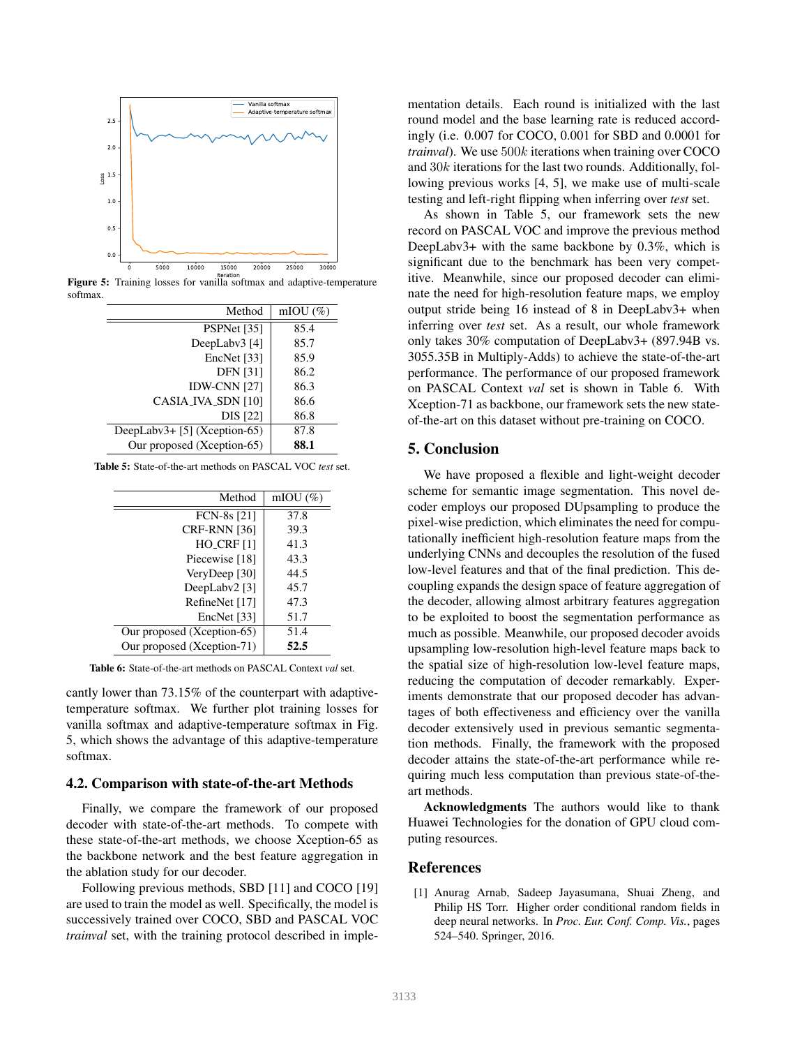Figure 5: Training losses for vanilla softmax and adaptive-temperature softmax.

| Method | mIOU (%) |
|---|---|
| PSPNet [35] | 85.4 |
| DeepLabv3 [4] | 85.7 |
| EncNet [33] | 85.9 |
| DFN [31] | 86.2 |
| IDW-CNN [27] | 86.3 |
| CASIA_IVA_SDN [10] | 86.6 |
| DIS [22] | 86.8 |
| DeepLabv3+ [5] (Xception-65) | 87.8 |
| Our proposed (Xception-65) | **88.1** |

Table 5: State-of-the-art methods on PASCAL VOC *test* set.

| Method | mIOU (%) |
|---|---|
| FCN-8s [21] | 37.8 |
| CRF-RNN [36] | 39.3 |
| HO_CRF [1] | 41.3 |
| Piecewise [18] | 43.3 |
| VeryDeep [30] | 44.5 |
| DeepLabv2 [3] | 45.7 |
| RefineNet [17] | 47.3 |
| EncNet [33] | 51.7 |
| Our proposed (Xception-65) | 51.4 |
| Our proposed (Xception-71) | **52.5** |

Table 6: State-of-the-art methods on PASCAL Context *val* set.

cantly lower than 73.15% of the counterpart with adaptive-temperature softmax. We further plot training losses for vanilla softmax and adaptive-temperature softmax in Fig. 5, which shows the advantage of this adaptive-temperature softmax.

### 4.2. Comparison with state-of-the-art Methods

Finally, we compare the framework of our proposed decoder with state-of-the-art methods. To compete with these state-of-the-art methods, we choose Xception-65 as the backbone network and the best feature aggregation in the ablation study for our decoder.

Following previous methods, SBD [11] and COCO [19] are used to train the model as well. Specifically, the model is successively trained over COCO, SBD and PASCAL VOC *trainval* set, with the training protocol described in implementation details. Each round is initialized with the last round model and the base learning rate is reduced accordingly (i.e. 0.007 for COCO, 0.001 for SBD and 0.0001 for *trainval*). We use $500k$ iterations when training over COCO and $30k$ iterations for the last two rounds. Additionally, following previous works [4, 5], we make use of multi-scale testing and left-right flipping when inferring over *test* set.

As shown in Table 5, our framework sets the new record on PASCAL VOC and improve the previous method DeepLabv3+ with the same backbone by 0.3%, which is significant due to the benchmark has been very competitive. Meanwhile, since our proposed decoder can eliminate the need for high-resolution feature maps, we employ output stride being 16 instead of 8 in DeepLabv3+ when inferring over *test* set. As a result, our whole framework only takes 30% computation of DeepLabv3+ (897.94B vs. 3055.35B in Multiply-Adds) to achieve the state-of-the-art performance. The performance of our proposed framework on PASCAL Context *val* set is shown in Table 6. With Xception-71 as backbone, our framework sets the new state-of-the-art on this dataset without pre-training on COCO.

## 5. Conclusion

We have proposed a flexible and light-weight decoder scheme for semantic image segmentation. This novel decoder employs our proposed DUpsampling to produce the pixel-wise prediction, which eliminates the need for computationally inefficient high-resolution feature maps from the underlying CNNs and decouples the resolution of the fused low-level features and that of the final prediction. This decoupling expands the design space of feature aggregation of the decoder, allowing almost arbitrary features aggregation to be exploited to boost the segmentation performance as much as possible. Meanwhile, our proposed decoder avoids upsampling low-resolution high-level feature maps back to the spatial size of high-resolution low-level feature maps, reducing the computation of decoder remarkably. Experiments demonstrate that our proposed decoder has advantages of both effectiveness and efficiency over the vanilla decoder extensively used in previous semantic segmentation methods. Finally, the framework with the proposed decoder attains the state-of-the-art performance while requiring much less computation than previous state-of-the-art methods.

**Acknowledgments** The authors would like to thank Huawei Technologies for the donation of GPU cloud computing resources.

## References

[1] Anurag Arnab, Sadeep Jayasumana, Shuai Zheng, and Philip HS Torr. Higher order conditional random fields in deep neural networks. In *Proc. Eur. Conf. Comp. Vis.*, pages 524–540. Springer, 2016.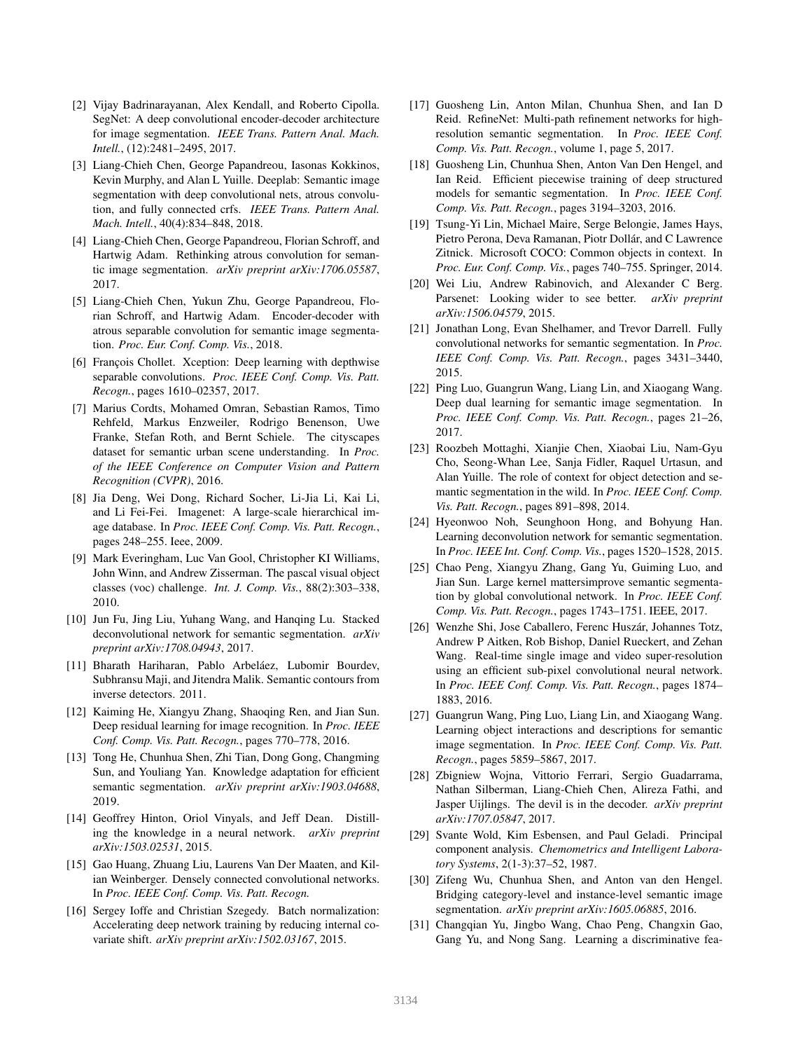[2] Vijay Badrinarayanan, Alex Kendall, and Roberto Cipolla. SegNet: A deep convolutional encoder-decoder architecture for image segmentation. *IEEE Trans. Pattern Anal. Mach. Intell.*, (12):2481–2495, 2017.

[3] Liang-Chieh Chen, George Papandreou, Iasonas Kokkinos, Kevin Murphy, and Alan L Yuille. Deeplab: Semantic image segmentation with deep convolutional nets, atrous convolution, and fully connected crfs. *IEEE Trans. Pattern Anal. Mach. Intell.*, 40(4):834–848, 2018.

[4] Liang-Chieh Chen, George Papandreou, Florian Schroff, and Hartwig Adam. Rethinking atrous convolution for semantic image segmentation. *arXiv preprint arXiv:1706.05587*, 2017.

[5] Liang-Chieh Chen, Yukun Zhu, George Papandreou, Florian Schroff, and Hartwig Adam. Encoder-decoder with atrous separable convolution for semantic image segmentation. *Proc. Eur. Conf. Comp. Vis.*, 2018.

[6] François Chollet. Xception: Deep learning with depthwise separable convolutions. *Proc. IEEE Conf. Comp. Vis. Patt. Recogn.*, pages 1610–02357, 2017.

[7] Marius Cordts, Mohamed Omran, Sebastian Ramos, Timo Rehfeld, Markus Enzweiler, Rodrigo Benenson, Uwe Franke, Stefan Roth, and Bernt Schiele. The cityscapes dataset for semantic urban scene understanding. In *Proc. of the IEEE Conference on Computer Vision and Pattern Recognition (CVPR)*, 2016.

[8] Jia Deng, Wei Dong, Richard Socher, Li-Jia Li, Kai Li, and Li Fei-Fei. Imagenet: A large-scale hierarchical image database. In *Proc. IEEE Conf. Comp. Vis. Patt. Recogn.*, pages 248–255. Ieee, 2009.

[9] Mark Everingham, Luc Van Gool, Christopher KI Williams, John Winn, and Andrew Zisserman. The pascal visual object classes (voc) challenge. *Int. J. Comp. Vis.*, 88(2):303–338, 2010.

[10] Jun Fu, Jing Liu, Yuhang Wang, and Hanqing Lu. Stacked deconvolutional network for semantic segmentation. *arXiv preprint arXiv:1708.04943*, 2017.

[11] Bharath Hariharan, Pablo Arbeláez, Lubomir Bourdev, Subhransu Maji, and Jitendra Malik. Semantic contours from inverse detectors. 2011.

[12] Kaiming He, Xiangyu Zhang, Shaoqing Ren, and Jian Sun. Deep residual learning for image recognition. In *Proc. IEEE Conf. Comp. Vis. Patt. Recogn.*, pages 770–778, 2016.

[13] Tong He, Chunhua Shen, Zhi Tian, Dong Gong, Changming Sun, and Youliang Yan. Knowledge adaptation for efficient semantic segmentation. *arXiv preprint arXiv:1903.04688*, 2019.

[14] Geoffrey Hinton, Oriol Vinyals, and Jeff Dean. Distilling the knowledge in a neural network. *arXiv preprint arXiv:1503.02531*, 2015.

[15] Gao Huang, Zhuang Liu, Laurens Van Der Maaten, and Kilian Weinberger. Densely connected convolutional networks. In *Proc. IEEE Conf. Comp. Vis. Patt. Recogn.*

[16] Sergey Ioffe and Christian Szegedy. Batch normalization: Accelerating deep network training by reducing internal covariate shift. *arXiv preprint arXiv:1502.03167*, 2015.

[17] Guosheng Lin, Anton Milan, Chunhua Shen, and Ian D Reid. RefineNet: Multi-path refinement networks for high-resolution semantic segmentation. In *Proc. IEEE Conf. Comp. Vis. Patt. Recogn.*, volume 1, page 5, 2017.

[18] Guosheng Lin, Chunhua Shen, Anton Van Den Hengel, and Ian Reid. Efficient piecewise training of deep structured models for semantic segmentation. In *Proc. IEEE Conf. Comp. Vis. Patt. Recogn.*, pages 3194–3203, 2016.

[19] Tsung-Yi Lin, Michael Maire, Serge Belongie, James Hays, Pietro Perona, Deva Ramanan, Piotr Dollár, and C Lawrence Zitnick. Microsoft COCO: Common objects in context. In *Proc. Eur. Conf. Comp. Vis.*, pages 740–755. Springer, 2014.

[20] Wei Liu, Andrew Rabinovich, and Alexander C Berg. Parsenet: Looking wider to see better. *arXiv preprint arXiv:1506.04579*, 2015.

[21] Jonathan Long, Evan Shelhamer, and Trevor Darrell. Fully convolutional networks for semantic segmentation. In *Proc. IEEE Conf. Comp. Vis. Patt. Recogn.*, pages 3431–3440, 2015.

[22] Ping Luo, Guangrun Wang, Liang Lin, and Xiaogang Wang. Deep dual learning for semantic image segmentation. In *Proc. IEEE Conf. Comp. Vis. Patt. Recogn.*, pages 21–26, 2017.

[23] Roozbeh Mottaghi, Xianjie Chen, Xiaobai Liu, Nam-Gyu Cho, Seong-Whan Lee, Sanja Fidler, Raquel Urtasun, and Alan Yuille. The role of context for object detection and semantic segmentation in the wild. In *Proc. IEEE Conf. Comp. Vis. Patt. Recogn.*, pages 891–898, 2014.

[24] Hyeonwoo Noh, Seunghoon Hong, and Bohyung Han. Learning deconvolution network for semantic segmentation. In *Proc. IEEE Int. Conf. Comp. Vis.*, pages 1520–1528, 2015.

[25] Chao Peng, Xiangyu Zhang, Gang Yu, Guiming Luo, and Jian Sun. Large kernel mattersimprove semantic segmentation by global convolutional network. In *Proc. IEEE Conf. Comp. Vis. Patt. Recogn.*, pages 1743–1751. IEEE, 2017.

[26] Wenzhe Shi, Jose Caballero, Ferenc Huszár, Johannes Totz, Andrew P Aitken, Rob Bishop, Daniel Rueckert, and Zehan Wang. Real-time single image and video super-resolution using an efficient sub-pixel convolutional neural network. In *Proc. IEEE Conf. Comp. Vis. Patt. Recogn.*, pages 1874–1883, 2016.

[27] Guangrun Wang, Ping Luo, Liang Lin, and Xiaogang Wang. Learning object interactions and descriptions for semantic image segmentation. In *Proc. IEEE Conf. Comp. Vis. Patt. Recogn.*, pages 5859–5867, 2017.

[28] Zbigniew Wojna, Vittorio Ferrari, Sergio Guadarrama, Nathan Silberman, Liang-Chieh Chen, Alireza Fathi, and Jasper Uijlings. The devil is in the decoder. *arXiv preprint arXiv:1707.05847*, 2017.

[29] Svante Wold, Kim Esbensen, and Paul Geladi. Principal component analysis. *Chemometrics and Intelligent Laboratory Systems*, 2(1-3):37–52, 1987.

[30] Zifeng Wu, Chunhua Shen, and Anton van den Hengel. Bridging category-level and instance-level semantic image segmentation. *arXiv preprint arXiv:1605.06885*, 2016.

[31] Changqian Yu, Jingbo Wang, Chao Peng, Changxin Gao, Gang Yu, and Nong Sang. Learning a discriminative fea-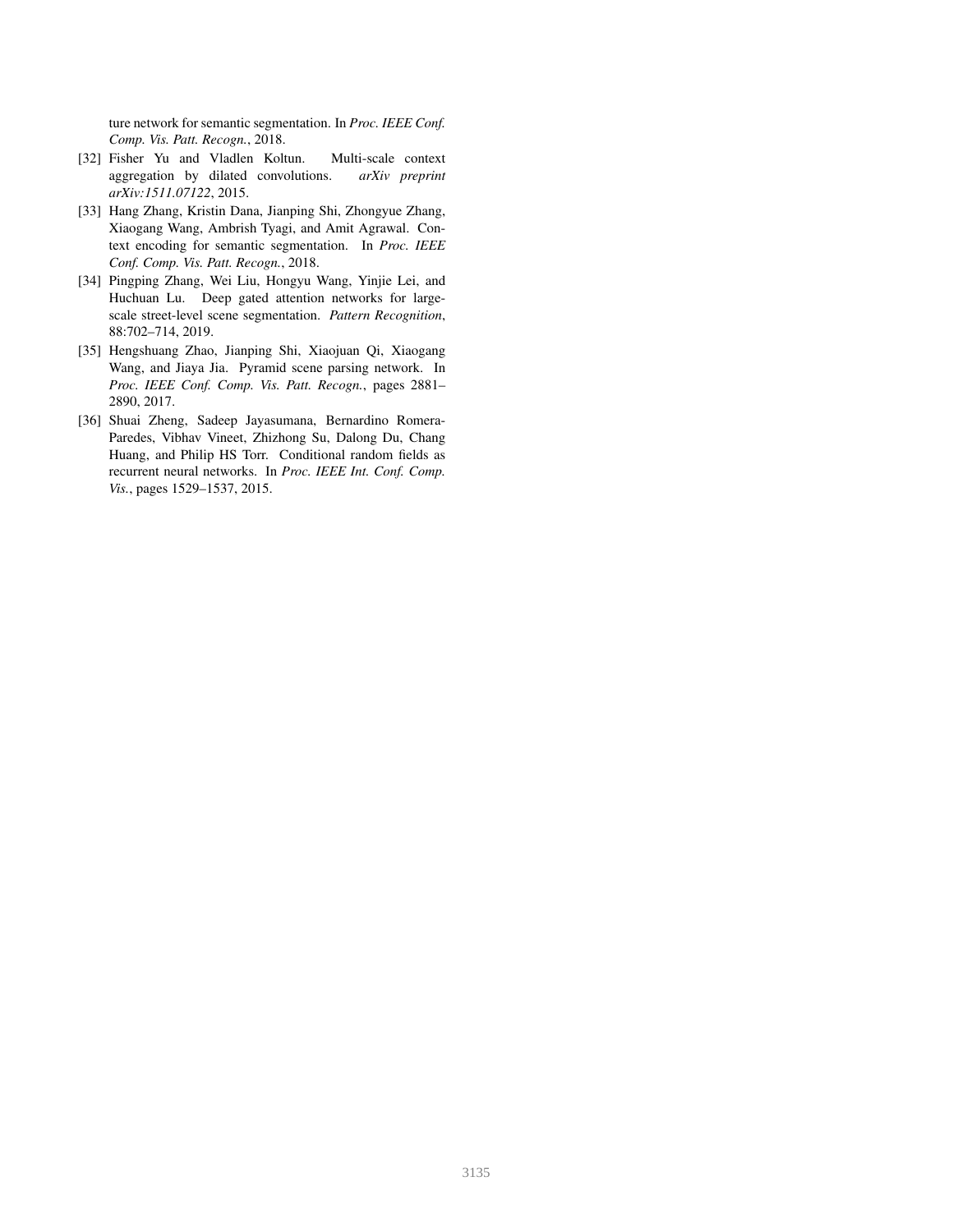ture network for semantic segmentation. In *Proc. IEEE Conf. Comp. Vis. Patt. Recogn.*, 2018.

[32] Fisher Yu and Vladlen Koltun. Multi-scale context aggregation by dilated convolutions. *arXiv preprint arXiv:1511.07122*, 2015.

[33] Hang Zhang, Kristin Dana, Jianping Shi, Zhongyue Zhang, Xiaogang Wang, Ambrish Tyagi, and Amit Agrawal. Context encoding for semantic segmentation. In *Proc. IEEE Conf. Comp. Vis. Patt. Recogn.*, 2018.

[34] Pingping Zhang, Wei Liu, Hongyu Wang, Yinjie Lei, and Huchuan Lu. Deep gated attention networks for large-scale street-level scene segmentation. *Pattern Recognition*, 88:702–714, 2019.

[35] Hengshuang Zhao, Jianping Shi, Xiaojuan Qi, Xiaogang Wang, and Jiaya Jia. Pyramid scene parsing network. In *Proc. IEEE Conf. Comp. Vis. Patt. Recogn.*, pages 2881–2890, 2017.

[36] Shuai Zheng, Sadeep Jayasumana, Bernardino Romera-Paredes, Vibhav Vineet, Zhizhong Su, Dalong Du, Chang Huang, and Philip HS Torr. Conditional random fields as recurrent neural networks. In *Proc. IEEE Int. Conf. Comp. Vis.*, pages 1529–1537, 2015.